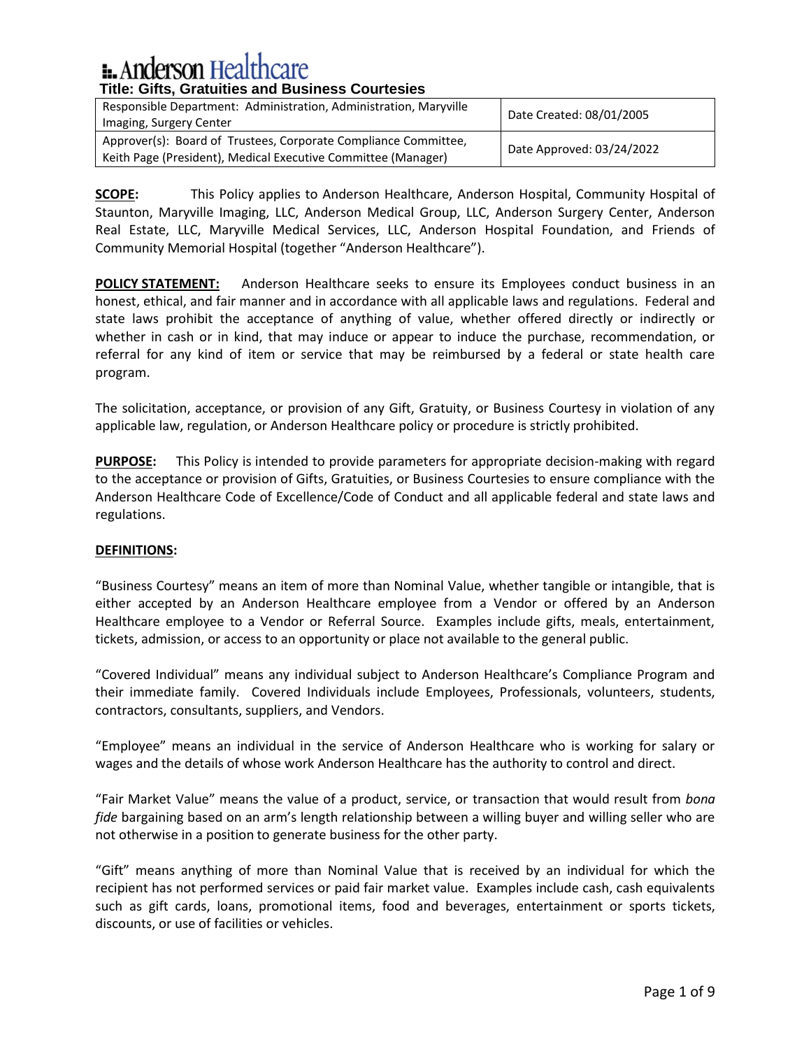# Anderson Healthcare

**Title: Gifts, Gratuities and Business Courtesies**

| Responsible Department: Administration, Administration, Maryville Imaging, Surgery Center | Date Created: 08/01/2005 |
|---|---|
| Approver(s): Board of Trustees, Corporate Compliance Committee, Keith Page (President), Medical Executive Committee (Manager) | Date Approved: 03/24/2022 |

**SCOPE:** This Policy applies to Anderson Healthcare, Anderson Hospital, Community Hospital of Staunton, Maryville Imaging, LLC, Anderson Medical Group, LLC, Anderson Surgery Center, Anderson Real Estate, LLC, Maryville Medical Services, LLC, Anderson Hospital Foundation, and Friends of Community Memorial Hospital (together "Anderson Healthcare").

**POLICY STATEMENT:** Anderson Healthcare seeks to ensure its Employees conduct business in an honest, ethical, and fair manner and in accordance with all applicable laws and regulations. Federal and state laws prohibit the acceptance of anything of value, whether offered directly or indirectly or whether in cash or in kind, that may induce or appear to induce the purchase, recommendation, or referral for any kind of item or service that may be reimbursed by a federal or state health care program.

The solicitation, acceptance, or provision of any Gift, Gratuity, or Business Courtesy in violation of any applicable law, regulation, or Anderson Healthcare policy or procedure is strictly prohibited.

**PURPOSE:** This Policy is intended to provide parameters for appropriate decision-making with regard to the acceptance or provision of Gifts, Gratuities, or Business Courtesies to ensure compliance with the Anderson Healthcare Code of Excellence/Code of Conduct and all applicable federal and state laws and regulations.

**DEFINITIONS:**

"Business Courtesy" means an item of more than Nominal Value, whether tangible or intangible, that is either accepted by an Anderson Healthcare employee from a Vendor or offered by an Anderson Healthcare employee to a Vendor or Referral Source. Examples include gifts, meals, entertainment, tickets, admission, or access to an opportunity or place not available to the general public.

"Covered Individual" means any individual subject to Anderson Healthcare's Compliance Program and their immediate family. Covered Individuals include Employees, Professionals, volunteers, students, contractors, consultants, suppliers, and Vendors.

"Employee" means an individual in the service of Anderson Healthcare who is working for salary or wages and the details of whose work Anderson Healthcare has the authority to control and direct.

"Fair Market Value" means the value of a product, service, or transaction that would result from *bona fide* bargaining based on an arm's length relationship between a willing buyer and willing seller who are not otherwise in a position to generate business for the other party.

"Gift" means anything of more than Nominal Value that is received by an individual for which the recipient has not performed services or paid fair market value. Examples include cash, cash equivalents such as gift cards, loans, promotional items, food and beverages, entertainment or sports tickets, discounts, or use of facilities or vehicles.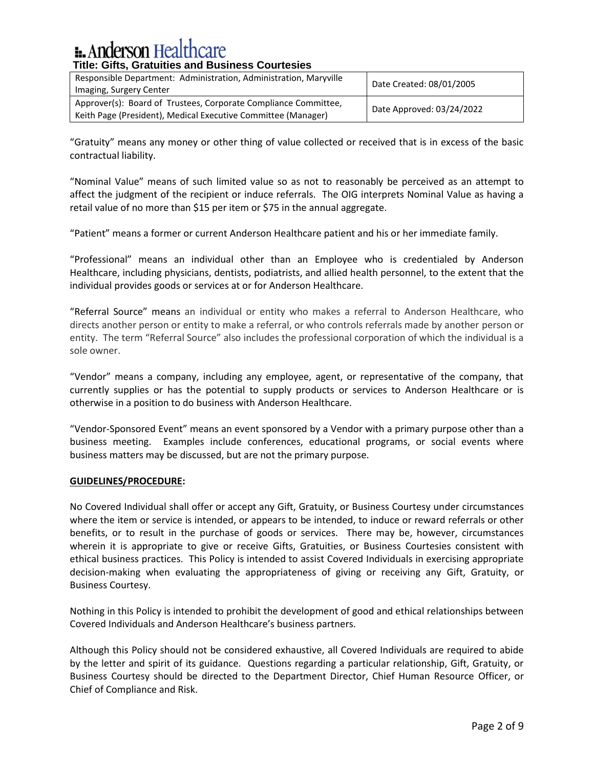“Gratuity” means any money or other thing of value collected or received that is in excess of the basic contractual liability.

“Nominal Value” means of such limited value so as not to reasonably be perceived as an attempt to affect the judgment of the recipient or induce referrals. The OIG interprets Nominal Value as having a retail value of no more than $15 per item or $75 in the annual aggregate.

“Patient” means a former or current Anderson Healthcare patient and his or her immediate family.

“Professional” means an individual other than an Employee who is credentialed by Anderson Healthcare, including physicians, dentists, podiatrists, and allied health personnel, to the extent that the individual provides goods or services at or for Anderson Healthcare.

“Referral Source” means an individual or entity who makes a referral to Anderson Healthcare, who directs another person or entity to make a referral, or who controls referrals made by another person or entity. The term “Referral Source” also includes the professional corporation of which the individual is a sole owner.

“Vendor” means a company, including any employee, agent, or representative of the company, that currently supplies or has the potential to supply products or services to Anderson Healthcare or is otherwise in a position to do business with Anderson Healthcare.

“Vendor-Sponsored Event” means an event sponsored by a Vendor with a primary purpose other than a business meeting. Examples include conferences, educational programs, or social events where business matters may be discussed, but are not the primary purpose.

## GUIDELINES/PROCEDURE:

No Covered Individual shall offer or accept any Gift, Gratuity, or Business Courtesy under circumstances where the item or service is intended, or appears to be intended, to induce or reward referrals or other benefits, or to result in the purchase of goods or services. There may be, however, circumstances wherein it is appropriate to give or receive Gifts, Gratuities, or Business Courtesies consistent with ethical business practices. This Policy is intended to assist Covered Individuals in exercising appropriate decision-making when evaluating the appropriateness of giving or receiving any Gift, Gratuity, or Business Courtesy.

Nothing in this Policy is intended to prohibit the development of good and ethical relationships between Covered Individuals and Anderson Healthcare’s business partners.

Although this Policy should not be considered exhaustive, all Covered Individuals are required to abide by the letter and spirit of its guidance. Questions regarding a particular relationship, Gift, Gratuity, or Business Courtesy should be directed to the Department Director, Chief Human Resource Officer, or Chief of Compliance and Risk.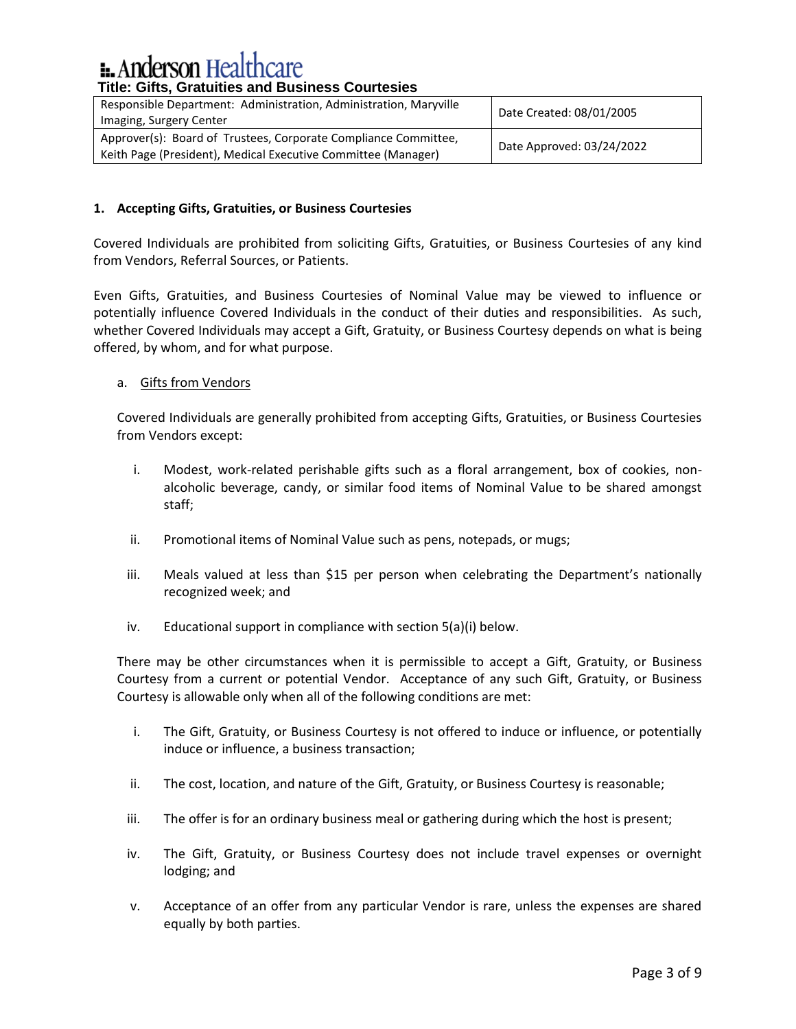**1. Accepting Gifts, Gratuities, or Business Courtesies**

Covered Individuals are prohibited from soliciting Gifts, Gratuities, or Business Courtesies of any kind from Vendors, Referral Sources, or Patients.

Even Gifts, Gratuities, and Business Courtesies of Nominal Value may be viewed to influence or potentially influence Covered Individuals in the conduct of their duties and responsibilities. As such, whether Covered Individuals may accept a Gift, Gratuity, or Business Courtesy depends on what is being offered, by whom, and for what purpose.

a. Gifts from Vendors

Covered Individuals are generally prohibited from accepting Gifts, Gratuities, or Business Courtesies from Vendors except:

i. Modest, work-related perishable gifts such as a floral arrangement, box of cookies, non-alcoholic beverage, candy, or similar food items of Nominal Value to be shared amongst staff;

ii. Promotional items of Nominal Value such as pens, notepads, or mugs;

iii. Meals valued at less than $15 per person when celebrating the Department's nationally recognized week; and

iv. Educational support in compliance with section 5(a)(i) below.

There may be other circumstances when it is permissible to accept a Gift, Gratuity, or Business Courtesy from a current or potential Vendor. Acceptance of any such Gift, Gratuity, or Business Courtesy is allowable only when all of the following conditions are met:

i. The Gift, Gratuity, or Business Courtesy is not offered to induce or influence, or potentially induce or influence, a business transaction;

ii. The cost, location, and nature of the Gift, Gratuity, or Business Courtesy is reasonable;

iii. The offer is for an ordinary business meal or gathering during which the host is present;

iv. The Gift, Gratuity, or Business Courtesy does not include travel expenses or overnight lodging; and

v. Acceptance of an offer from any particular Vendor is rare, unless the expenses are shared equally by both parties.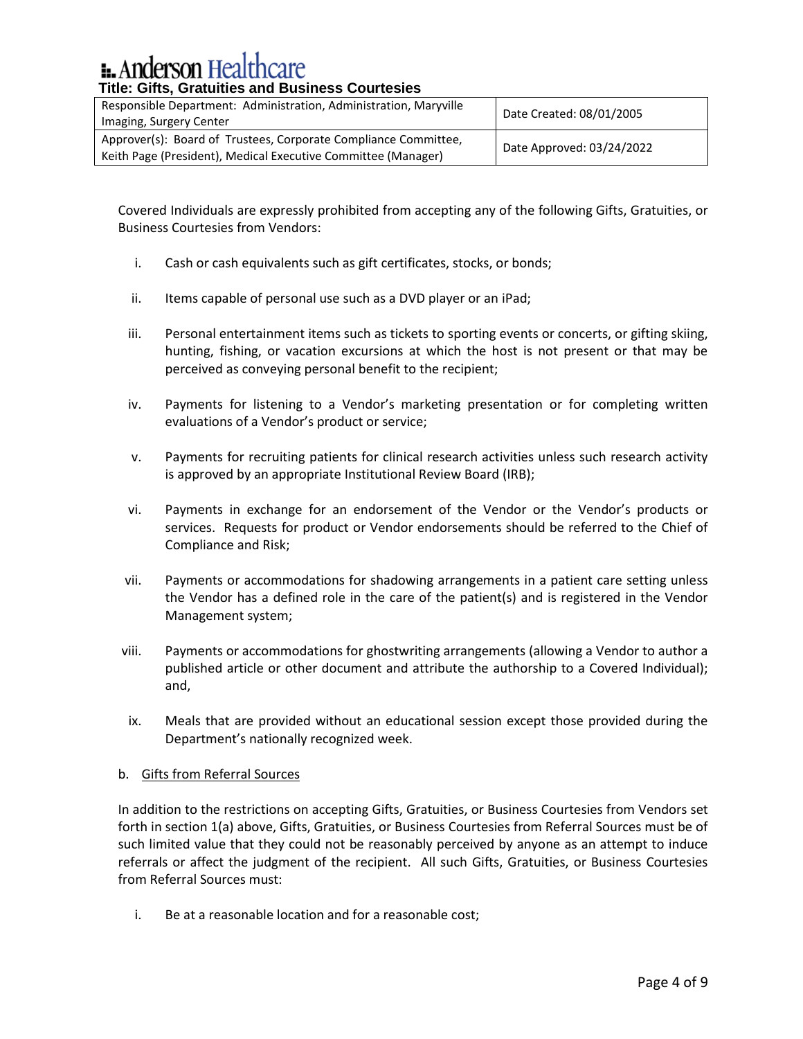Covered Individuals are expressly prohibited from accepting any of the following Gifts, Gratuities, or Business Courtesies from Vendors:

i. Cash or cash equivalents such as gift certificates, stocks, or bonds;

ii. Items capable of personal use such as a DVD player or an iPad;

iii. Personal entertainment items such as tickets to sporting events or concerts, or gifting skiing, hunting, fishing, or vacation excursions at which the host is not present or that may be perceived as conveying personal benefit to the recipient;

iv. Payments for listening to a Vendor's marketing presentation or for completing written evaluations of a Vendor's product or service;

v. Payments for recruiting patients for clinical research activities unless such research activity is approved by an appropriate Institutional Review Board (IRB);

vi. Payments in exchange for an endorsement of the Vendor or the Vendor's products or services. Requests for product or Vendor endorsements should be referred to the Chief of Compliance and Risk;

vii. Payments or accommodations for shadowing arrangements in a patient care setting unless the Vendor has a defined role in the care of the patient(s) and is registered in the Vendor Management system;

viii. Payments or accommodations for ghostwriting arrangements (allowing a Vendor to author a published article or other document and attribute the authorship to a Covered Individual); and,

ix. Meals that are provided without an educational session except those provided during the Department's nationally recognized week.

b. Gifts from Referral Sources

In addition to the restrictions on accepting Gifts, Gratuities, or Business Courtesies from Vendors set forth in section 1(a) above, Gifts, Gratuities, or Business Courtesies from Referral Sources must be of such limited value that they could not be reasonably perceived by anyone as an attempt to induce referrals or affect the judgment of the recipient. All such Gifts, Gratuities, or Business Courtesies from Referral Sources must:

i. Be at a reasonable location and for a reasonable cost;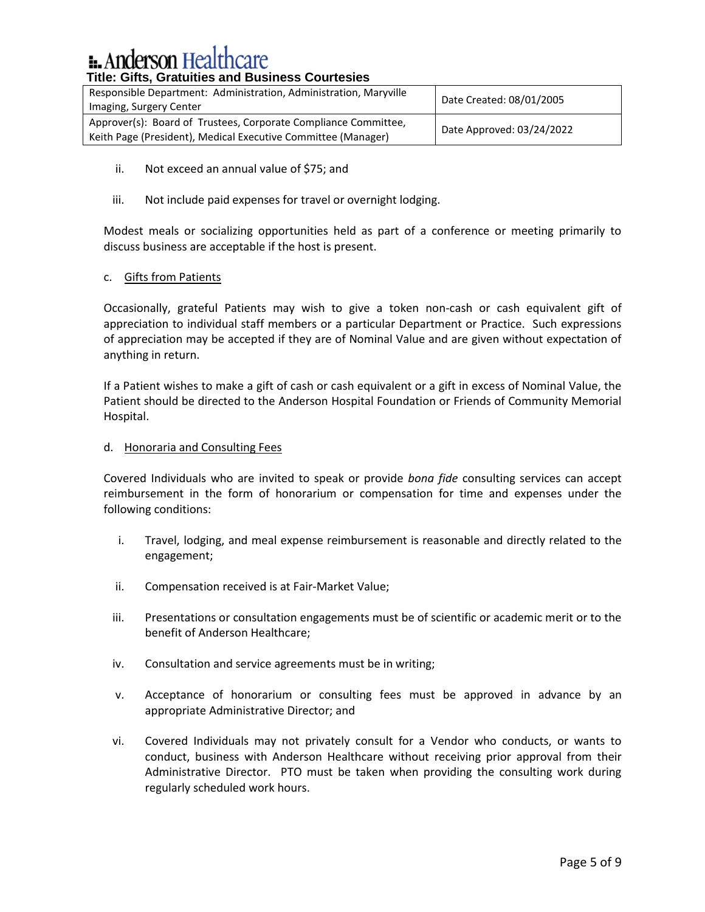ii. Not exceed an annual value of $75; and

iii. Not include paid expenses for travel or overnight lodging.

Modest meals or socializing opportunities held as part of a conference or meeting primarily to discuss business are acceptable if the host is present.

c. Gifts from Patients

Occasionally, grateful Patients may wish to give a token non-cash or cash equivalent gift of appreciation to individual staff members or a particular Department or Practice. Such expressions of appreciation may be accepted if they are of Nominal Value and are given without expectation of anything in return.

If a Patient wishes to make a gift of cash or cash equivalent or a gift in excess of Nominal Value, the Patient should be directed to the Anderson Hospital Foundation or Friends of Community Memorial Hospital.

d. Honoraria and Consulting Fees

Covered Individuals who are invited to speak or provide *bona fide* consulting services can accept reimbursement in the form of honorarium or compensation for time and expenses under the following conditions:

i. Travel, lodging, and meal expense reimbursement is reasonable and directly related to the engagement;

ii. Compensation received is at Fair-Market Value;

iii. Presentations or consultation engagements must be of scientific or academic merit or to the benefit of Anderson Healthcare;

iv. Consultation and service agreements must be in writing;

v. Acceptance of honorarium or consulting fees must be approved in advance by an appropriate Administrative Director; and

vi. Covered Individuals may not privately consult for a Vendor who conducts, or wants to conduct, business with Anderson Healthcare without receiving prior approval from their Administrative Director. PTO must be taken when providing the consulting work during regularly scheduled work hours.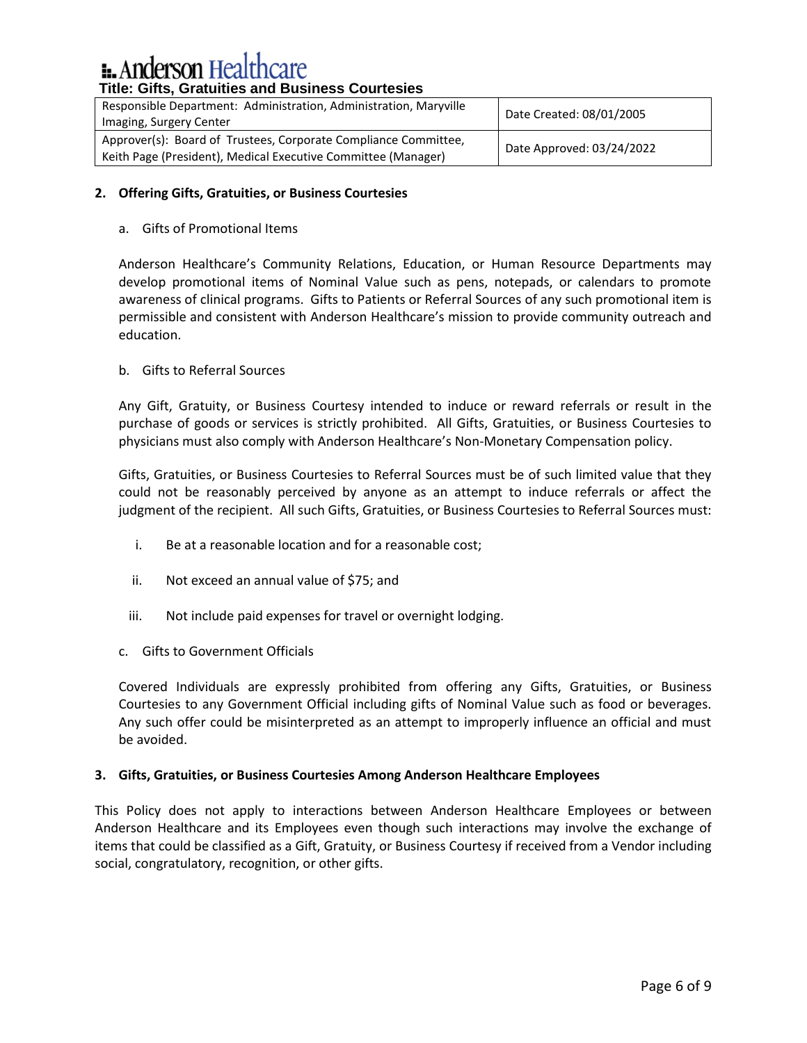**2. Offering Gifts, Gratuities, or Business Courtesies**

a. Gifts of Promotional Items

Anderson Healthcare's Community Relations, Education, or Human Resource Departments may develop promotional items of Nominal Value such as pens, notepads, or calendars to promote awareness of clinical programs. Gifts to Patients or Referral Sources of any such promotional item is permissible and consistent with Anderson Healthcare's mission to provide community outreach and education.

b. Gifts to Referral Sources

Any Gift, Gratuity, or Business Courtesy intended to induce or reward referrals or result in the purchase of goods or services is strictly prohibited. All Gifts, Gratuities, or Business Courtesies to physicians must also comply with Anderson Healthcare's Non-Monetary Compensation policy.

Gifts, Gratuities, or Business Courtesies to Referral Sources must be of such limited value that they could not be reasonably perceived by anyone as an attempt to induce referrals or affect the judgment of the recipient. All such Gifts, Gratuities, or Business Courtesies to Referral Sources must:

i. Be at a reasonable location and for a reasonable cost;

ii. Not exceed an annual value of $75; and

iii. Not include paid expenses for travel or overnight lodging.

c. Gifts to Government Officials

Covered Individuals are expressly prohibited from offering any Gifts, Gratuities, or Business Courtesies to any Government Official including gifts of Nominal Value such as food or beverages. Any such offer could be misinterpreted as an attempt to improperly influence an official and must be avoided.

**3. Gifts, Gratuities, or Business Courtesies Among Anderson Healthcare Employees**

This Policy does not apply to interactions between Anderson Healthcare Employees or between Anderson Healthcare and its Employees even though such interactions may involve the exchange of items that could be classified as a Gift, Gratuity, or Business Courtesy if received from a Vendor including social, congratulatory, recognition, or other gifts.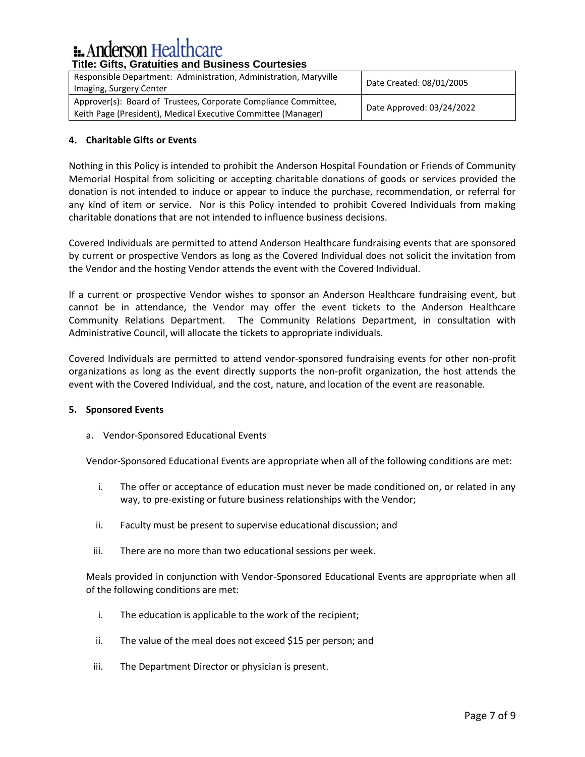### 4. Charitable Gifts or Events

Nothing in this Policy is intended to prohibit the Anderson Hospital Foundation or Friends of Community Memorial Hospital from soliciting or accepting charitable donations of goods or services provided the donation is not intended to induce or appear to induce the purchase, recommendation, or referral for any kind of item or service. Nor is this Policy intended to prohibit Covered Individuals from making charitable donations that are not intended to influence business decisions.

Covered Individuals are permitted to attend Anderson Healthcare fundraising events that are sponsored by current or prospective Vendors as long as the Covered Individual does not solicit the invitation from the Vendor and the hosting Vendor attends the event with the Covered Individual.

If a current or prospective Vendor wishes to sponsor an Anderson Healthcare fundraising event, but cannot be in attendance, the Vendor may offer the event tickets to the Anderson Healthcare Community Relations Department. The Community Relations Department, in consultation with Administrative Council, will allocate the tickets to appropriate individuals.

Covered Individuals are permitted to attend vendor-sponsored fundraising events for other non-profit organizations as long as the event directly supports the non-profit organization, the host attends the event with the Covered Individual, and the cost, nature, and location of the event are reasonable.

### 5. Sponsored Events

a. Vendor-Sponsored Educational Events

Vendor-Sponsored Educational Events are appropriate when all of the following conditions are met:

i. The offer or acceptance of education must never be made conditioned on, or related in any way, to pre-existing or future business relationships with the Vendor;

ii. Faculty must be present to supervise educational discussion; and

iii. There are no more than two educational sessions per week.

Meals provided in conjunction with Vendor-Sponsored Educational Events are appropriate when all of the following conditions are met:

i. The education is applicable to the work of the recipient;

ii. The value of the meal does not exceed $15 per person; and

iii. The Department Director or physician is present.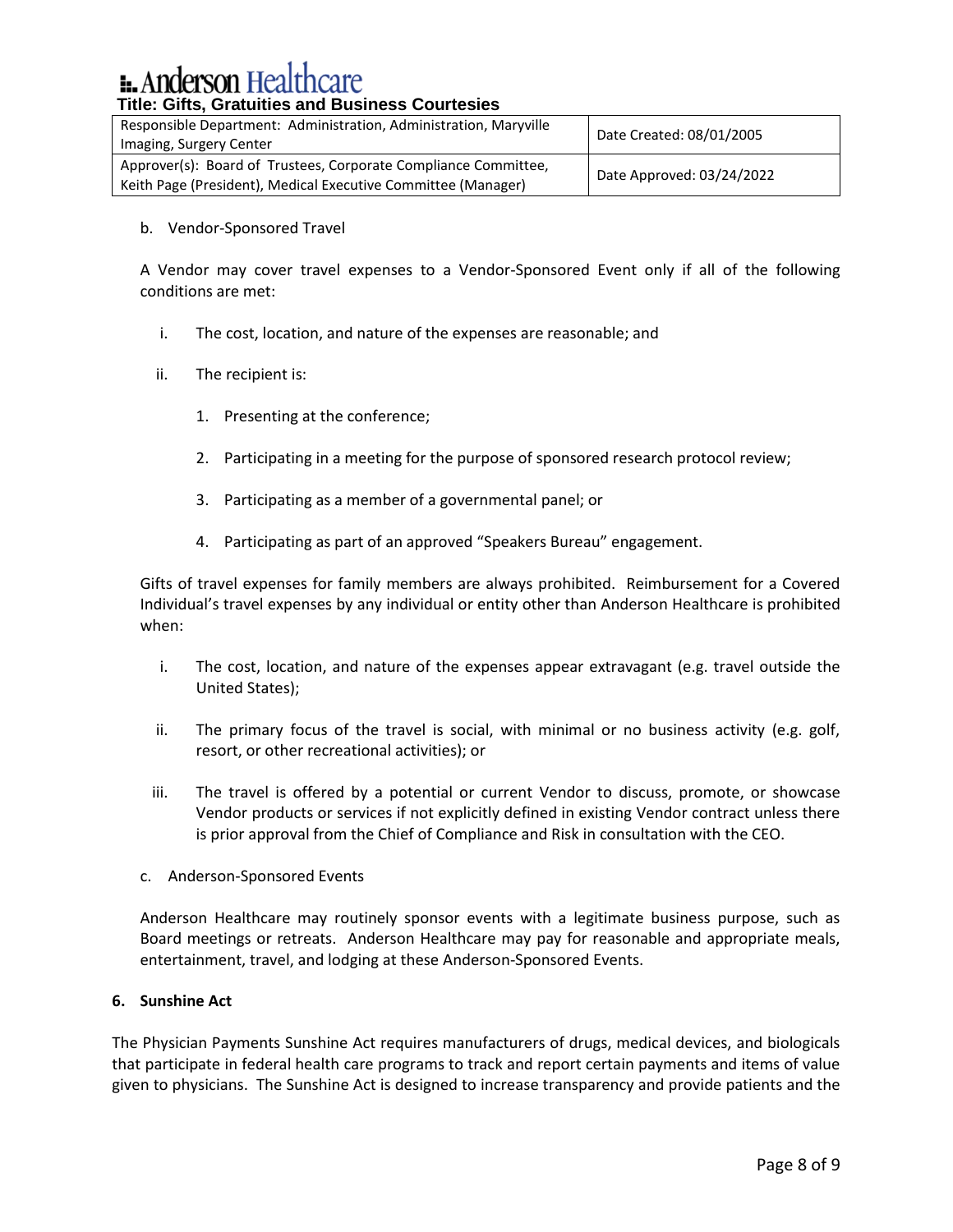b. Vendor-Sponsored Travel

A Vendor may cover travel expenses to a Vendor-Sponsored Event only if all of the following conditions are met:

i. The cost, location, and nature of the expenses are reasonable; and

ii. The recipient is:

1. Presenting at the conference;
2. Participating in a meeting for the purpose of sponsored research protocol review;
3. Participating as a member of a governmental panel; or
4. Participating as part of an approved "Speakers Bureau" engagement.

Gifts of travel expenses for family members are always prohibited. Reimbursement for a Covered Individual's travel expenses by any individual or entity other than Anderson Healthcare is prohibited when:

i. The cost, location, and nature of the expenses appear extravagant (e.g. travel outside the United States);

ii. The primary focus of the travel is social, with minimal or no business activity (e.g. golf, resort, or other recreational activities); or

iii. The travel is offered by a potential or current Vendor to discuss, promote, or showcase Vendor products or services if not explicitly defined in existing Vendor contract unless there is prior approval from the Chief of Compliance and Risk in consultation with the CEO.

c. Anderson-Sponsored Events

Anderson Healthcare may routinely sponsor events with a legitimate business purpose, such as Board meetings or retreats. Anderson Healthcare may pay for reasonable and appropriate meals, entertainment, travel, and lodging at these Anderson-Sponsored Events.

**6. Sunshine Act**

The Physician Payments Sunshine Act requires manufacturers of drugs, medical devices, and biologicals that participate in federal health care programs to track and report certain payments and items of value given to physicians. The Sunshine Act is designed to increase transparency and provide patients and the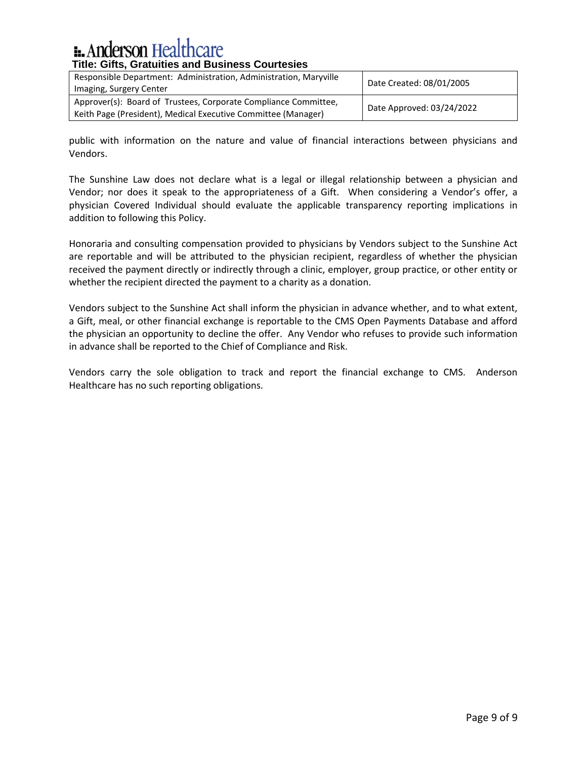public with information on the nature and value of financial interactions between physicians and Vendors.

The Sunshine Law does not declare what is a legal or illegal relationship between a physician and Vendor; nor does it speak to the appropriateness of a Gift. When considering a Vendor's offer, a physician Covered Individual should evaluate the applicable transparency reporting implications in addition to following this Policy.

Honoraria and consulting compensation provided to physicians by Vendors subject to the Sunshine Act are reportable and will be attributed to the physician recipient, regardless of whether the physician received the payment directly or indirectly through a clinic, employer, group practice, or other entity or whether the recipient directed the payment to a charity as a donation.

Vendors subject to the Sunshine Act shall inform the physician in advance whether, and to what extent, a Gift, meal, or other financial exchange is reportable to the CMS Open Payments Database and afford the physician an opportunity to decline the offer. Any Vendor who refuses to provide such information in advance shall be reported to the Chief of Compliance and Risk.

Vendors carry the sole obligation to track and report the financial exchange to CMS. Anderson Healthcare has no such reporting obligations.